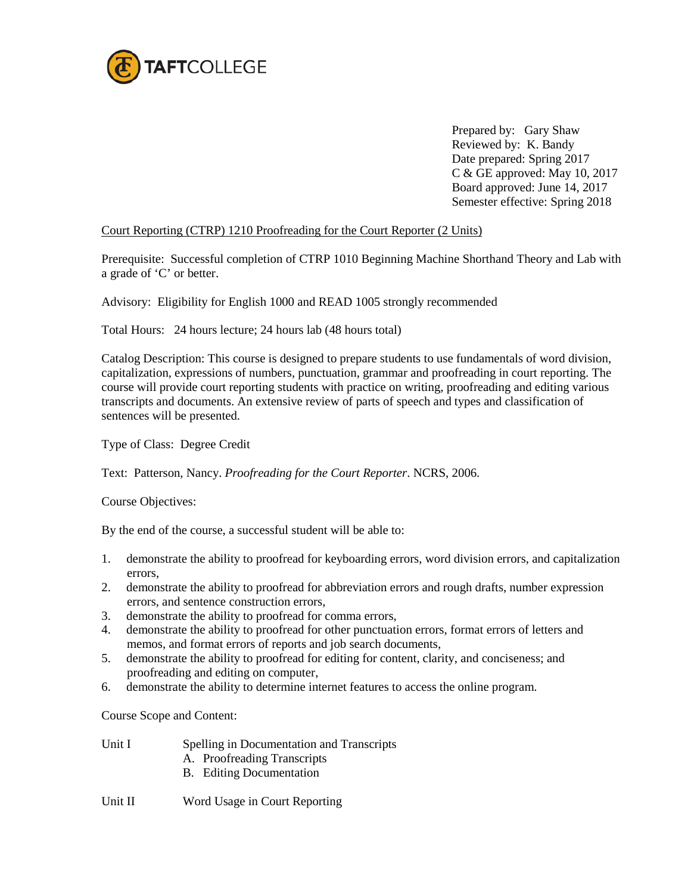TAFTCOLLEGE

Prepared by: Gary Shaw
Reviewed by: K. Bandy
Date prepared: Spring 2017
C & GE approved: May 10, 2017
Board approved: June 14, 2017
Semester effective: Spring 2018

Court Reporting (CTRP) 1210 Proofreading for the Court Reporter (2 Units)

Prerequisite: Successful completion of CTRP 1010 Beginning Machine Shorthand Theory and Lab with a grade of 'C' or better.

Advisory: Eligibility for English 1000 and READ 1005 strongly recommended

Total Hours: 24 hours lecture; 24 hours lab (48 hours total)

Catalog Description: This course is designed to prepare students to use fundamentals of word division, capitalization, expressions of numbers, punctuation, grammar and proofreading in court reporting. The course will provide court reporting students with practice on writing, proofreading and editing various transcripts and documents. An extensive review of parts of speech and types and classification of sentences will be presented.

Type of Class: Degree Credit

Text: Patterson, Nancy. *Proofreading for the Court Reporter*. NCRS, 2006.

Course Objectives:

By the end of the course, a successful student will be able to:

1. demonstrate the ability to proofread for keyboarding errors, word division errors, and capitalization errors,
2. demonstrate the ability to proofread for abbreviation errors and rough drafts, number expression errors, and sentence construction errors,
3. demonstrate the ability to proofread for comma errors,
4. demonstrate the ability to proofread for other punctuation errors, format errors of letters and memos, and format errors of reports and job search documents,
5. demonstrate the ability to proofread for editing for content, clarity, and conciseness; and proofreading and editing on computer,
6. demonstrate the ability to determine internet features to access the online program.

Course Scope and Content:

Unit I Spelling in Documentation and Transcripts
- A. Proofreading Transcripts
- B. Editing Documentation

Unit II Word Usage in Court Reporting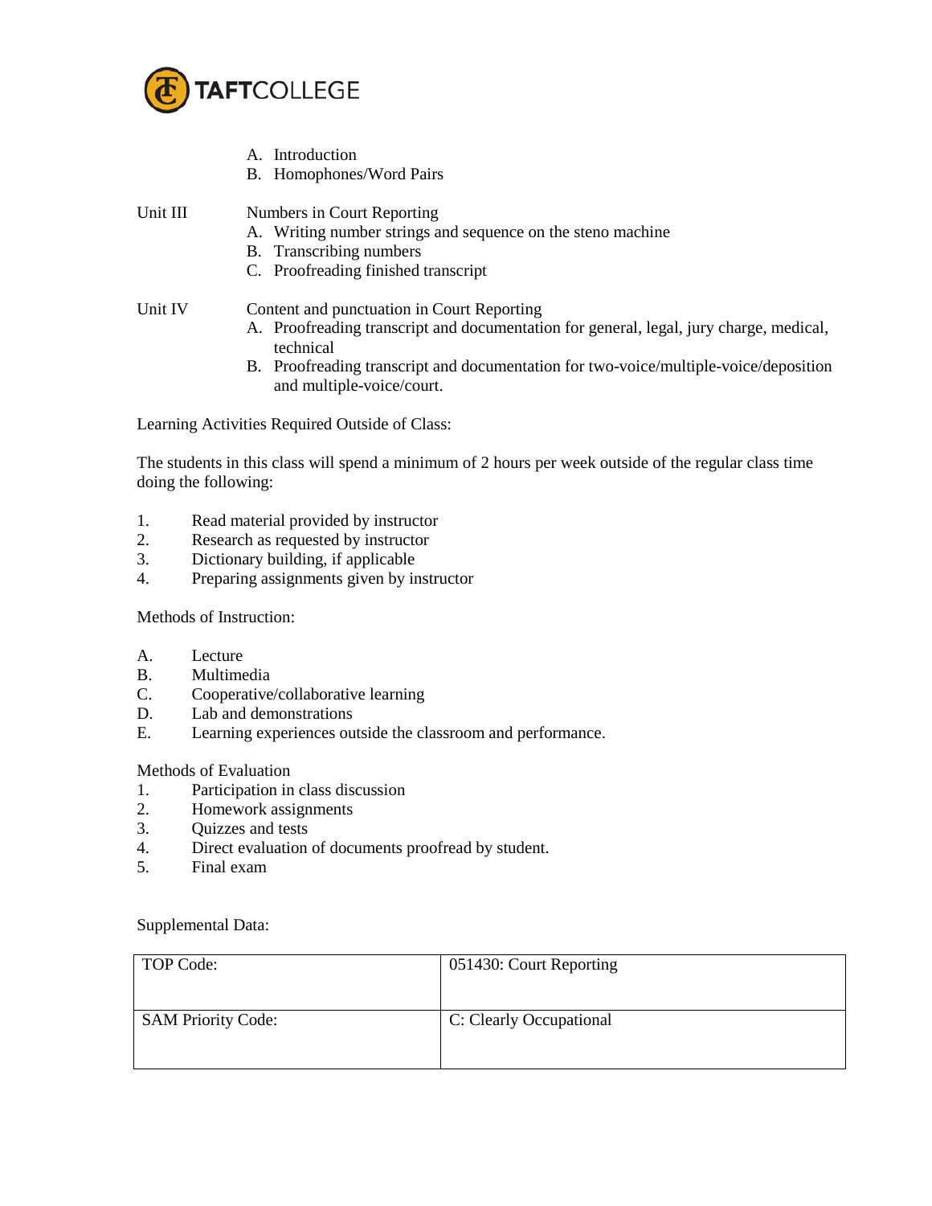A. Introduction
B. Homophones/Word Pairs

Unit III Numbers in Court Reporting

A. Writing number strings and sequence on the steno machine
B. Transcribing numbers
C. Proofreading finished transcript

Unit IV Content and punctuation in Court Reporting

A. Proofreading transcript and documentation for general, legal, jury charge, medical, technical
B. Proofreading transcript and documentation for two-voice/multiple-voice/deposition and multiple-voice/court.

Learning Activities Required Outside of Class:

The students in this class will spend a minimum of 2 hours per week outside of the regular class time doing the following:

1. Read material provided by instructor
2. Research as requested by instructor
3. Dictionary building, if applicable
4. Preparing assignments given by instructor

Methods of Instruction:

A. Lecture
B. Multimedia
C. Cooperative/collaborative learning
D. Lab and demonstrations
E. Learning experiences outside the classroom and performance.

Methods of Evaluation

1. Participation in class discussion
2. Homework assignments
3. Quizzes and tests
4. Direct evaluation of documents proofread by student.
5. Final exam

Supplemental Data:

| | |
|---|---|
| TOP Code: | 051430: Court Reporting |
| SAM Priority Code: | C: Clearly Occupational |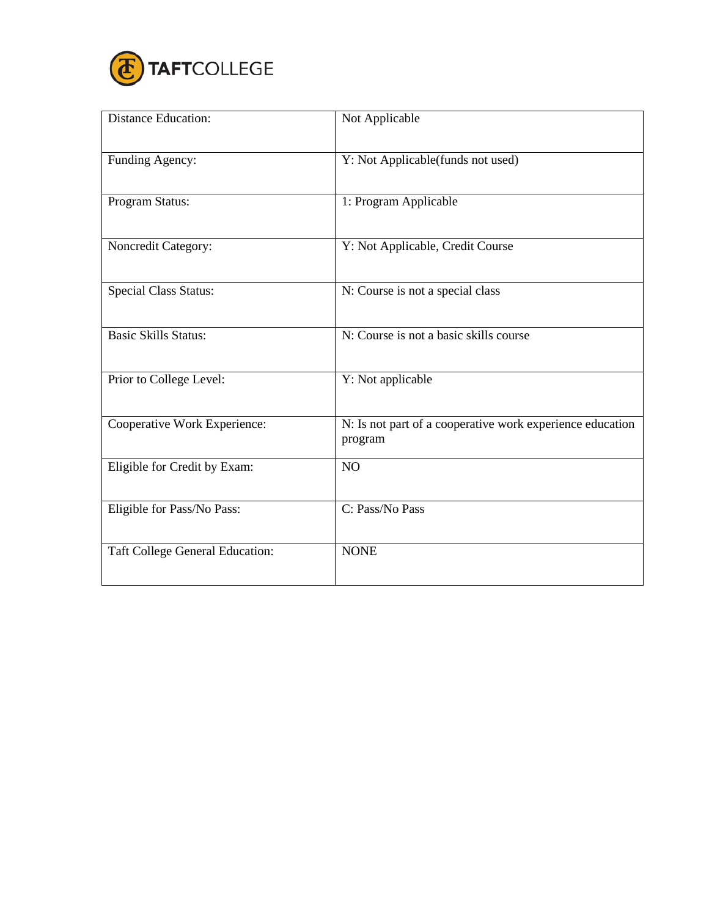| | |
|---|---|
| Distance Education: | Not Applicable |
| Funding Agency: | Y: Not Applicable(funds not used) |
| Program Status: | 1: Program Applicable |
| Noncredit Category: | Y: Not Applicable, Credit Course |
| Special Class Status: | N: Course is not a special class |
| Basic Skills Status: | N: Course is not a basic skills course |
| Prior to College Level: | Y: Not applicable |
| Cooperative Work Experience: | N: Is not part of a cooperative work experience education program |
| Eligible for Credit by Exam: | NO |
| Eligible for Pass/No Pass: | C: Pass/No Pass |
| Taft College General Education: | NONE |